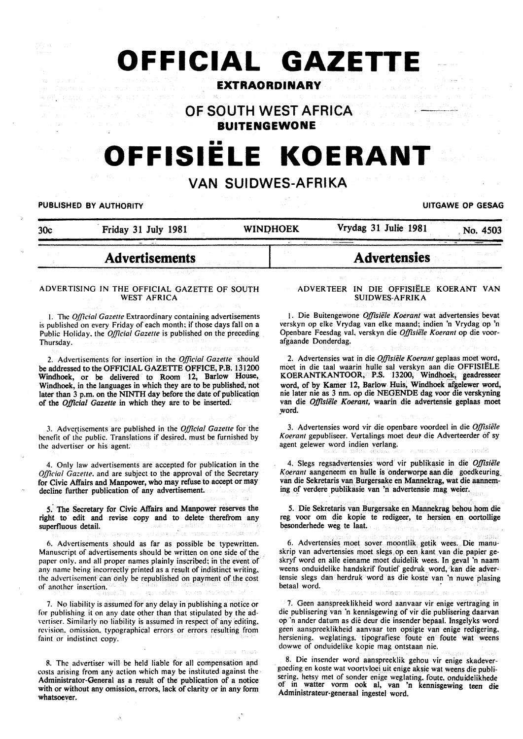# OFFICIAL GAZETTE

## EXTRAORDINARY

## OF SOUTH WEST AFRICA

## BUITENGEWONE

# OFFISIËLE KOERANT

## VAN SUIDWES-AFRIKA

PUBLISHED BY AUTHORITY — UITGAWE OP GESAG

30c — Friday 31 July 1981 — WINDHOEK — Vrydag 31 Julie 1981 — No. 4503

## Advertisements

### ADVERTISING IN THE OFFICIAL GAZETTE OF SOUTH WEST AFRICA

1. The *Official Gazette* Extraordinary containing advertisements is published on every Friday of each month; if those days fall on a Public Holiday, the *Official Gazette* is published on the preceding Thursday.

2. Advertisements for insertion in the *Official Gazette* should be addressed to the OFFICIAL GAZETTE OFFICE, P.B. 131200 Windhoek, or be delivered to Room 12, Barlow House, Windhoek, in the languages in which they are to be published, not later than 3 p.m. on the NINTH day before the date of publication of the *Official Gazette* in which they are to be inserted.

3. Advertisements are published in the *Official Gazette* for the benefit of the public. Translations if desired, must be furnished by the advertiser or his agent.

4. Only law advertisements are accepted for publication in the *Official Gazette*, and are subject to the approval of the Secretary for Civic Affairs and Manpower, who may refuse to accept or may decline further publication of any advertisement.

5. The Secretary for Civic Affairs and Manpower reserves the right to edit and revise copy and to delete therefrom any superfluous detail.

6. Advertisements should as far as possible be typewritten. Manuscript of advertisements should be written on one side of the paper only, and all proper names plainly inscribed; in the event of any name being incorrectly printed as a result of indistinct writing, the advertisement can only be republished on payment of the cost of another insertion.

7. No liability is assumed for any delay in publishing a notice or for publishing it on any date other than that stipulated by the advertiser. Similarly no liability is assumed in respect of any editing, revision, omission, typographical errors or errors resulting from faint or indistinct copy.

8. The advertiser will be held liable for all compensation and costs arising from any action which may be instituted against the Administrator-General as a result of the publication of a notice with or without any omission, errors, lack of clarity or in any form whatsoever.

## Advertensies

### ADVERTEER IN DIE OFFISIËLE KOERANT VAN SUIDWES-AFRIKA

1. Die Buitengewone *Offisiële Koerant* wat advertensies bevat verskyn op elke Vrydag van elke maand; indien 'n Vrydag op 'n Openbare Feesdag val, verskyn die *Offisiële Koerant* op die voorafgaande Donderdag.

2. Advertensies wat in die *Offisiële Koerant* geplaas moet word, moet in die taal waarin hulle sal verskyn aan die OFFISIËLE KOERANTKANTOOR, P.S. 13200, Windhoek, geadresseer word, of by Kamer 12, Barlow Huis, Windhoek afgelewer word, nie later nie as 3 nm. op die NEGENDE dag voor die verskyning van die *Offisiële Koerant*, waarin die advertensie geplaas moet word.

3. Advertensies word vir die openbare voordeel in die *Offisiële Koerant* gepubliseer. Vertalings moet deur die Adverteerder of sy agent gelewer word indien verlang.

4. Slegs regsadvertensies word vir publikasie in die *Offisiële Koerant* aangeneem en hulle is onderworpe aan die goedkeuring van die Sekretaris van Burgersake en Mannekrag, wat die aanneming of verdere publikasie van 'n advertensie mag weier.

5. Die Sekretaris van Burgersake en Mannekrag behou hom die reg voor om die kopie te redigeer, te hersien en oortollige besonderhede weg te laat.

6. Advertensies moet sover moontlik getik wees. Die manuskrip van advertensies moet slegs op een kant van die papier geskryf word en alle eiename moet duidelik wees. In geval 'n naam weens onduidelike handskrif foutief gedruk word, kan die advertensie slegs dan herdruk word as die koste van 'n nuwe plasing betaal word.

7. Geen aanspreeklikheid word aanvaar vir enige vertraging in die publisering van 'n kennisgewing of vir die publisering daarvan op 'n ander datum as dié deur die insender bepaal. Insgelyks word geen aanspreeklikheid aanvaar ten opsigte van enige redigering, hersiening, weglatings, tipografiese foute en foute wat weens dowwe of onduidelike kopie mag ontstaan nie.

8. Die insender word aanspreeklik gehou vir enige skadevergoeding en koste wat voortvloei uit enige aksie wat weens die publisering, hetsy met of sonder enige weglating, foute, onduidelikhede of in watter vorm ook al, van 'n kennisgewing teen die Administrateur-generaal ingestel word.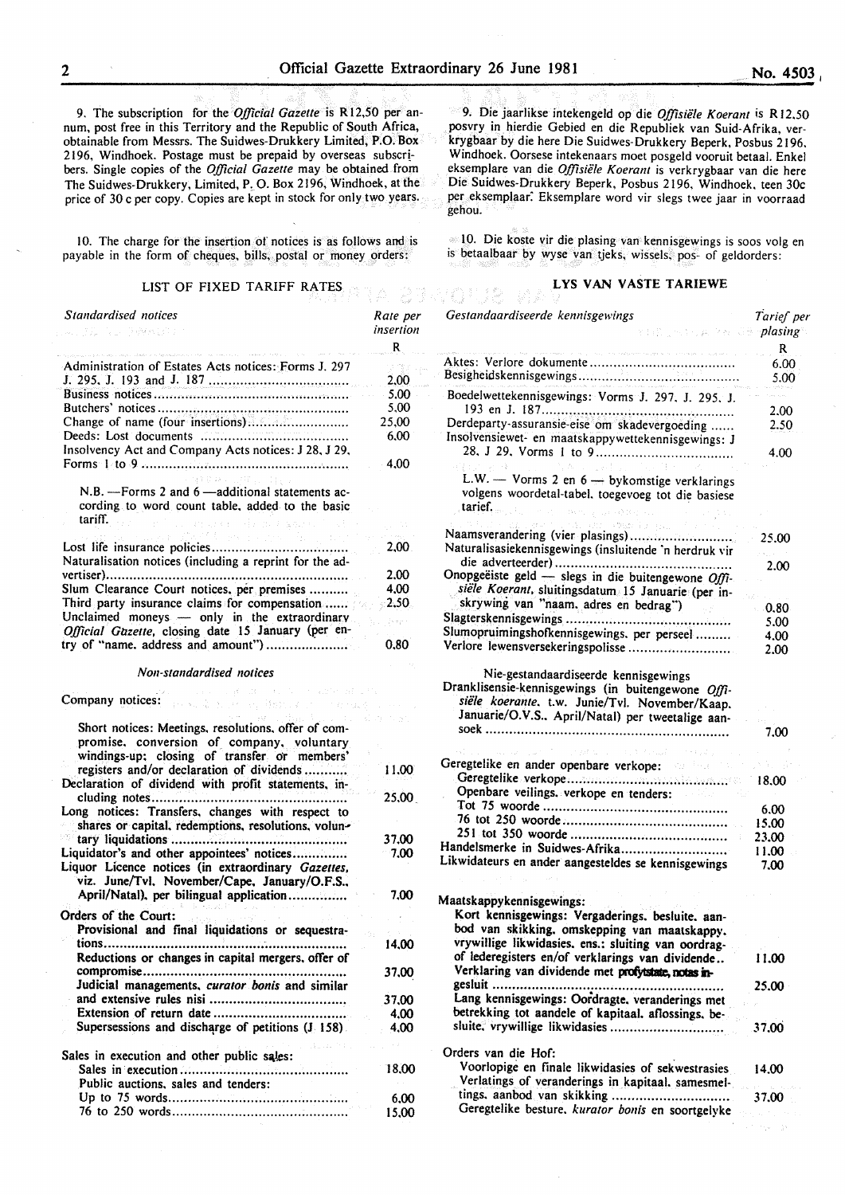9. The subscription for the *Official Gazette* is R12,50 per annum, post free in this Territory and the Republic of South Africa, obtainable from Messrs. The Suidwes-Drukkery Limited, P.O. Box 2196, Windhoek. Postage must be prepaid by overseas subscribers. Single copies of the *Official Gazette* may be obtained from The Suidwes-Drukkery, Limited, P. O. Box 2196, Windhoek, at the price of 30 c per copy. Copies are kept in stock for only two years.

10. The charge for the insertion of notices is as follows and is payable in the form of cheques, bills, postal or money orders:

## LIST OF FIXED TARIFF RATES

| *Standardised notices* | Rate per insertion |
|---|---|
| | R |
| Administration of Estates Acts notices: Forms J. 297 J. 295, J. 193 and J. 187 | 2,00 |
| Business notices | 5,00 |
| Butchers' notices | 5,00 |
| Change of name (four insertions) | 25,00 |
| Deeds: Lost documents | 6,00 |
| Insolvency Act and Company Acts notices: J 28, J 29, Forms 1 to 9 | 4,00 |
| N.B. —Forms 2 and 6 —additional statements according to word count table, added to the basic tariff. | |
| Lost life insurance policies | 2,00 |
| Naturalisation notices (including a reprint for the advertiser) | 2,00 |
| Slum Clearance Court notices, per premises | 4,00 |
| Third party insurance claims for compensation | 2,50 |
| Unclaimed moneys — only in the extraordinary *Official Gazette*, closing date 15 January (per entry of "name, address and amount") | 0,80 |

| *Non-standardised notices* | |
|---|---|
| Company notices: | |
| Short notices: Meetings, resolutions, offer of compromise, conversion of company, voluntary windings-up; closing of transfer or members' registers and/or declaration of dividends | 11,00 |
| Declaration of dividend with profit statements, including notes | 25,00 |
| Long notices: Transfers, changes with respect to shares or capital, redemptions, resolutions, voluntary liquidations | 37,00 |
| Liquidator's and other appointees' notices | 7,00 |
| Liquor Licence notices (in extraordinary *Gazettes*, viz. June/Tvl. November/Cape, January/O.F.S., April/Natal), per bilingual application | 7,00 |
| Orders of the Court: | |
| Provisional and final liquidations or sequestrations | 14,00 |
| Reductions or changes in capital mergers, offer of compromise | 37,00 |
| Judicial managements, *curator bonis* and similar and extensive rules nisi | 37,00 |
| Extension of return date | 4,00 |
| Supersessions and discharge of petitions (J 158) | 4,00 |
| Sales in execution and other public sales: | |
| Sales in execution | 18,00 |
| Public auctions, sales and tenders: | |
| Up to 75 words | 6,00 |
| 76 to 250 words | 15,00 |

9. Die jaarlikse intekengeld op die *Offisiële Koerant* is R12,50 posvry in hierdie Gebied en die Republiek van Suid-Afrika, verkrygbaar by die here Die Suidwes-Drukkery Beperk, Posbus 2196, Windhoek. Oorsese intekenaars moet posgeld vooruit betaal. Enkel eksemplare van die *Offisiële Koerant* is verkrygbaar van die here Die Suidwes-Drukkery Beperk, Posbus 2196, Windhoek, teen 30c per eksemplaar. Eksemplare word vir slegs twee jaar in voorraad gehou.

10. Die koste vir die plasing van kennisgewings is soos volg en is betaalbaar by wyse van tjeks, wissels, pos- of geldorders:

## LYS VAN VASTE TARIEWE

| *Gestandaardiseerde kennisgewings* | Tarief per plasing |
|---|---|
| | R |
| Aktes: Verlore dokumente | 6.00 |
| Besigheidskennisgewings | 5.00 |
| Boedelwettekennisgewings: Vorms J. 297, J. 295, J. 193 en J. 187 | 2.00 |
| Derdeparty-assuransie-eise om skadevergoeding | 2.50 |
| Insolvensiewet- en maatskappywettekennisgewings: J 28, J 29, Vorms 1 to 9 | 4.00 |
| L.W. — Vorms 2 en 6 — bykomstige verklarings volgens woordetal-tabel, toegevoeg tot die basiese tarief. | |
| Naamsverandering (vier plasings) | 25.00 |
| Naturalisasiekennisgewings (insluitende 'n herdruk vir die adverteerder) | 2.00 |
| Onopgeëiste geld — slegs in die buitengewone *Offisiële Koerant*, sluitingsdatum 15 Januarie (per inskrywing van "naam, adres en bedrag") | 0.80 |
| Slagterskennisgewings | 5.00 |
| Slumopruimingshofkennisgewings, per perseel | 4.00 |
| Verlore lewensversekeringspolisse | 2.00 |

| Nie-gestandaardiseerde kennisgewings | |
|---|---|
| Dranklisensie-kennisgewings (in buitengewone *Offisiële koerante*, t.w. Junie/Tvl. November/Kaap. Januarie/O.V.S., April/Natal) per tweetalige aansoek | 7.00 |
| Geregtelike en ander openbare verkope: | |
| Geregtelike verkope | 18.00 |
| Openbare veilings, verkope en tenders: | |
| Tot 75 woorde | 6.00 |
| 76 tot 250 woorde | 15.00 |
| 251 tot 350 woorde | 23.00 |
| Handelsmerke in Suidwes-Afrika | 11.00 |
| Likwidateurs en ander aangesteldes se kennisgewings | 7.00 |
| Maatskappykennisgewings: | |
| Kort kennisgewings: Vergaderings, besluite, aanbod van skikking, omskepping van maatskappy, vrywillige likwidasies, ens.: sluiting van oordrag- of lederegisters en/of verklarings van dividende | 11.00 |
| Verklaring van dividende met profytstate, notas ingesluit | 25.00 |
| Lang kennisgewings: Oordragte, veranderings met betrekking tot aandele of kapitaal, aflossings, besluite, vrywillige likwidasies | 37.00 |
| Orders van die Hof: | |
| Voorlopige en finale likwidasies of sekwestrasies | 14.00 |
| Verlatings of veranderings in kapitaal, samesmeltings, aanbod van skikking | 37.00 |
| Geregtelike besture, *kurator bonis* en soortgelyke | |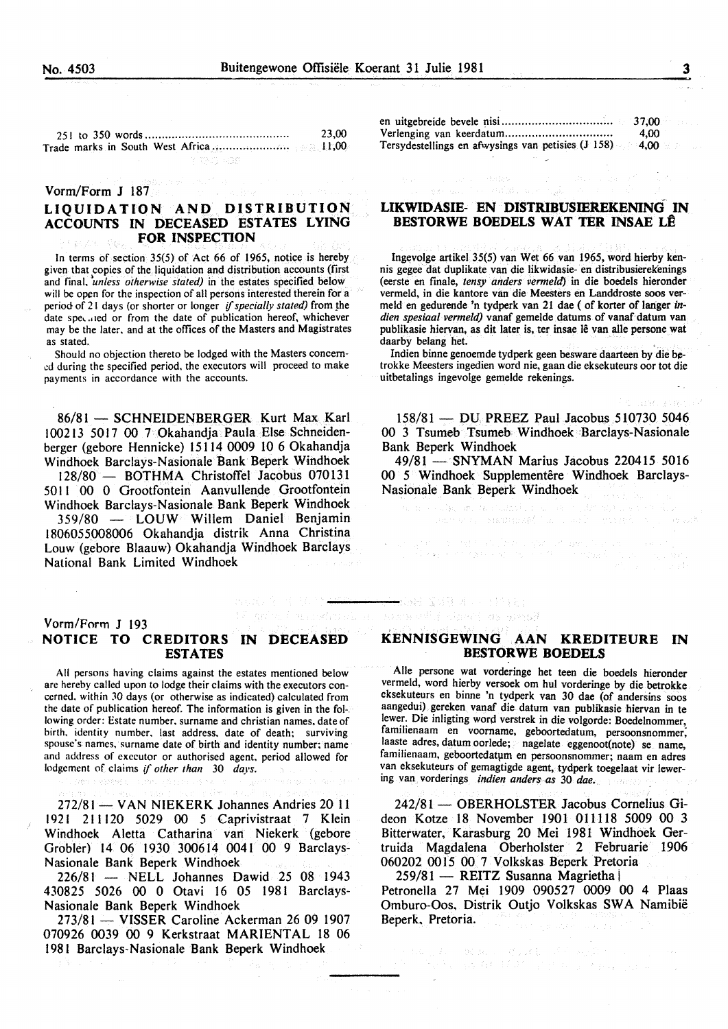| | |
|---|---|
| 251 to 350 words | 23,00 |
| Trade marks in South West Africa | 11,00 |

| | |
|---|---|
| en uitgebreide bevele nisi | 37,00 |
| Verlenging van keerdatum | 4,00 |
| Tersydestellings en afwysings van petisies (J 158) | 4,00 |

Vorm/Form J 187

## LIQUIDATION AND DISTRIBUTION ACCOUNTS IN DECEASED ESTATES LYING FOR INSPECTION

In terms of section 35(5) of Act 66 of 1965, notice is hereby given that copies of the liquidation and distribution accounts (first and final, *unless otherwise stated)* in the estates specified below will be open for the inspection of all persons interested therein for a period of 21 days (or shorter or longer *if specially stated)* from the date specified or from the date of publication hereof, whichever may be the later, and at the offices of the Masters and Magistrates as stated.

Should no objection thereto be lodged with the Masters concerned during the specified period, the executors will proceed to make payments in accordance with the accounts.

86/81 — SCHNEIDENBERGER Kurt Max Karl 100213 5017 00 7 Okahandja Paula Else Schneidenberger (gebore Hennicke) 15114 0009 10 6 Okahandja Windhoek Barclays-Nasionale Bank Beperk Windhoek

128/80 — BOTHMA Christoffel Jacobus 070131 5011 00 0 Grootfontein Aanvullende Grootfontein Windhoek Barclays-Nasionale Bank Beperk Windhoek

359/80 — LOUW Willem Daniel Benjamin 1806055008006 Okahandja distrik Anna Christina Louw (gebore Blaauw) Okahandja Windhoek Barclays National Bank Limited Windhoek

## LIKWIDASIE- EN DISTRIBUSIEREKENING IN BESTORWE BOEDELS WAT TER INSAE LÊ

Ingevolge artikel 35(5) van Wet 66 van 1965, word hierby kennis gegee dat duplikate van die likwidasie- en distribusierekenings (eerste en finale, *tensy anders vermeld)* in die boedels hieronder vermeld, in die kantore van die Meesters en Landdroste soos vermeld en gedurende 'n tydperk van 21 dae ( of korter of langer *indien spesiaal vermeld)* vanaf gemelde datums of vanaf datum van publikasie hiervan, as dit later is, ter insae lê van alle persone wat daarby belang het.

Indien binne genoemde tydperk geen besware daarteen by die betrokke Meesters ingedien word nie, gaan die eksekuteurs oor tot die uitbetalings ingevolge gemelde rekenings.

158/81 — DU PREEZ Paul Jacobus 510730 5046 00 3 Tsumeb Tsumeb Windhoek Barclays-Nasionale Bank Beperk Windhoek

49/81 — SNYMAN Marius Jacobus 220415 5016 00 5 Windhoek Supplementêre Windhoek Barclays-Nasionale Bank Beperk Windhoek

Vorm/Form J 193

## NOTICE TO CREDITORS IN DECEASED ESTATES

All persons having claims against the estates mentioned below are hereby called upon to lodge their claims with the executors concerned, within 30 days (or otherwise as indicated) calculated from the date of publication hereof. The information is given in the following order: Estate number, surname and christian names, date of birth, identity number, last address, date of death; surviving spouse's names, surname date of birth and identity number; name and address of executor or authorised agent, period allowed for lodgement of claims *if other than 30 days.*

272/81 — VAN NIEKERK Johannes Andries 20 11 1921 211120 5029 00 5 Caprivistraat 7 Klein Windhoek Aletta Catharina van Niekerk (gebore Grobler) 14 06 1930 300614 0041 00 9 Barclays-Nasionale Bank Beperk Windhoek

226/81 — NELL Johannes Dawid 25 08 1943 430825 5026 00 0 Otavi 16 05 1981 Barclays-Nasionale Bank Beperk Windhoek

273/81 — VISSER Caroline Ackerman 26 09 1907 070926 0039 00 9 Kerkstraat MARIENTAL 18 06 1981 Barclays-Nasionale Bank Beperk Windhoek

## KENNISGEWING AAN KREDITEURE IN BESTORWE BOEDELS

Alle persone wat vorderinge het teen die boedels hieronder vermeld, word hierby versoek om hul vorderinge by die betrokke eksekuteurs en binne 'n tydperk van 30 dae (of andersins soos aangedui) gereken vanaf die datum van publikasie hiervan in te lewer. Die inligting word verstrek in die volgorde: Boedelnommer, familienaam en voorname, geboortedatum, persoonsnommer, laaste adres, datum oorlede; nagelate eggenoot(note) se name, familienaam, geboortedatum en persoonsnommer; naam en adres van eksekuteurs of gemagtigde agent, tydperk toegelaat vir lewering van vorderings *indien anders as 30 dae.*

242/81 — OBERHOLSTER Jacobus Cornelius Gideon Kotze 18 November 1901 011118 5009 00 3 Bitterwater, Karasburg 20 Mei 1981 Windhoek Gertruida Magdalena Oberholster 2 Februarie 1906 060202 0015 00 7 Volkskas Beperk Pretoria

259/81 — REITZ Susanna Magrietha Petronella 27 Mei 1909 090527 0009 00 4 Plaas Omburo-Oos, Distrik Outjo Volkskas SWA Namibië Beperk, Pretoria.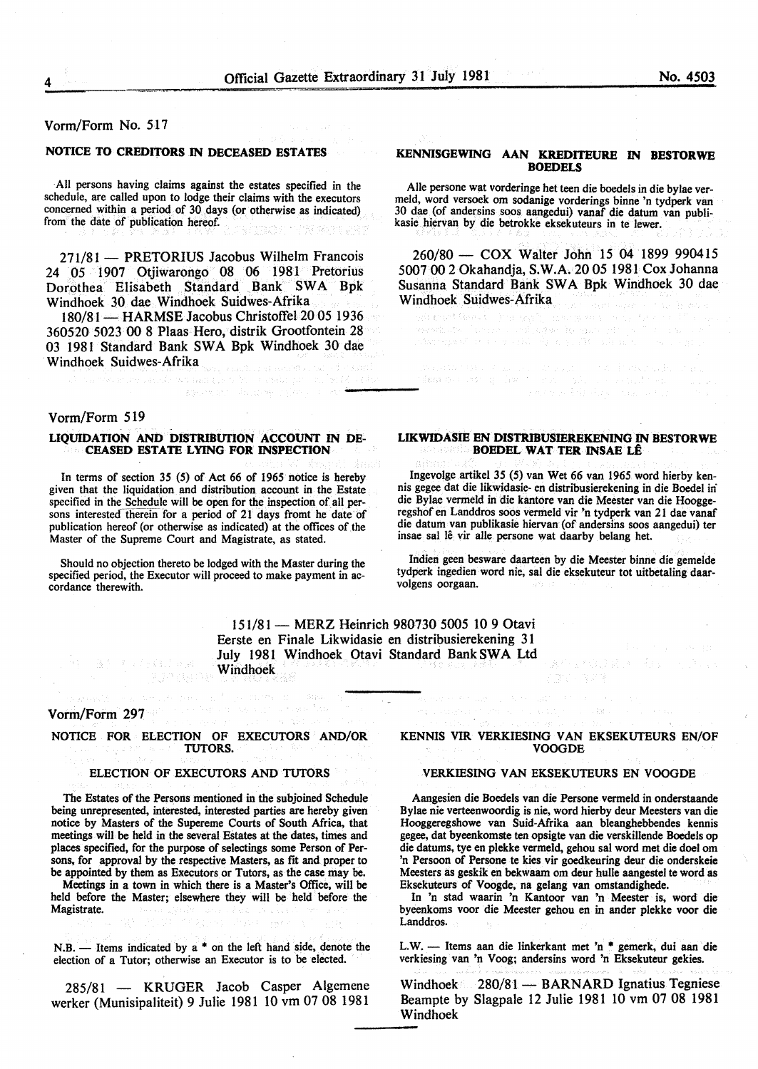Vorm/Form No. 517

## NOTICE TO CREDITORS IN DECEASED ESTATES

All persons having claims against the estates specified in the schedule, are called upon to lodge their claims with the executors concerned within a period of 30 days (or otherwise as indicated) from the date of publication hereof.

## KENNISGEWING AAN KREDITEURE IN BESTORWE BOEDELS

Alle persone wat vorderinge het teen die boedels in die bylae vermeld, word versoek om sodanige vorderings binne 'n tydperk van 30 dae (of andersins soos aangedui) vanaf die datum van publikasie hiervan by die betrokke eksekuteurs in te lewer.

271/81 — PRETORIUS Jacobus Wilhelm Francois 24 05 1907 Otjiwarongo 08 06 1981 Pretorius Dorothea Elisabeth Standard Bank SWA Bpk Windhoek 30 dae Windhoek Suidwes-Afrika

180/81 — HARMSE Jacobus Christoffel 20 05 1936 360520 5023 00 8 Plaas Hero, distrik Grootfontein 28 03 1981 Standard Bank SWA Bpk Windhoek 30 dae Windhoek Suidwes-Afrika

260/80 — COX Walter John 15 04 1899 990415 5007 00 2 Okahandja, S.W.A. 20 05 1981 Cox Johanna Susanna Standard Bank SWA Bpk Windhoek 30 dae Windhoek Suidwes-Afrika

Vorm/Form 519

## LIQUIDATION AND DISTRIBUTION ACCOUNT IN DECEASED ESTATE LYING FOR INSPECTION

In terms of section 35 (5) of Act 66 of 1965 notice is hereby given that the liquidation and distribution account in the Estate specified in the Schedule will be open for the inspection of all persons interested therein for a period of 21 days fromt he date of publication hereof (or otherwise as indicated) at the offices of the Master of the Supreme Court and Magistrate, as stated.

Should no objection thereto be lodged with the Master during the specified period, the Executor will proceed to make payment in accordance therewith.

## LIKWIDASIE EN DISTRIBUSIEREKENING IN BESTORWE BOEDEL WAT TER INSAE LÊ

Ingevolge artikel 35 (5) van Wet 66 van 1965 word hierby kennis gegee dat die likwidasie- en distribusierekening in die Boedel in die Bylae vermeld in die kantore van die Meester van die Hooggeregshof en Landdros soos vermeld vir 'n tydperk van 21 dae vanaf die datum van publikasie hiervan (of andersins soos aangedui) ter insae sal lê vir alle persone wat daarby belang het.

Indien geen besware daarteen by die Meester binne die gemelde tydperk ingedien word nie, sal die eksekuteur tot uitbetaling daarvolgens oorgaan.

151/81 — MERZ Heinrich 980730 5005 10 9 Otavi Eerste en Finale Likwidasie en distribusierekening 31 July 1981 Windhoek Otavi Standard Bank SWA Ltd Windhoek

Vorm/Form 297

## NOTICE FOR ELECTION OF EXECUTORS AND/OR TUTORS.

### ELECTION OF EXECUTORS AND TUTORS

The Estates of the Persons mentioned in the subjoined Schedule being unrepresented, interested, interested parties are hereby given notice by Masters of the Supereme Courts of South Africa, that meetings will be held in the several Estates at the dates, times and places specified, for the purpose of selectings some Person of Persons, for approval by the respective Masters, as fit and proper to be appointed by them as Executors or Tutors, as the case may be.

Meetings in a town in which there is a Master's Office, will be held before the Master; elsewhere they will be held before the Magistrate.

N.B. — Items indicated by a * on the left hand side, denote the election of a Tutor; otherwise an Executor is to be elected.

## KENNIS VIR VERKIESING VAN EKSEKUTEURS EN/OF VOOGDE

### VERKIESING VAN EKSEKUTEURS EN VOOGDE

Aangesien die Boedels van die Persone vermeld in onderstaande Bylae nie verteenwoordig is nie, word hierby deur Meesters van die Hooggeregshowe van Suid-Afrika aan bleanghebbendes kennis gegee, dat byeenkomste ten opsigte van die verskillende Boedels op die datums, tye en plekke vermeld, gehou sal word met die doel om 'n Persoon of Persone te kies vir goedkeuring deur die onderskeie Meesters as geskik en bekwaam om deur hulle aangestel te word as Eksekuteurs of Voogde, na gelang van omstandighede.

In 'n stad waarin 'n Kantoor van 'n Meester is, word die byeenkoms voor die Meester gehou en in ander plekke voor die Landdros.

L.W. — Items aan die linkerkant met 'n * gemerk, dui aan die verkiesing van 'n Voog; andersins word 'n Eksekuteur gekies.

285/81 — KRUGER Jacob Casper Algemene werker (Munisipaliteit) 9 Julie 1981 10 vm 07 08 1981 Windhoek

280/81 — BARNARD Ignatius Tegniese Beampte by Slagpale 12 Julie 1981 10 vm 07 08 1981 Windhoek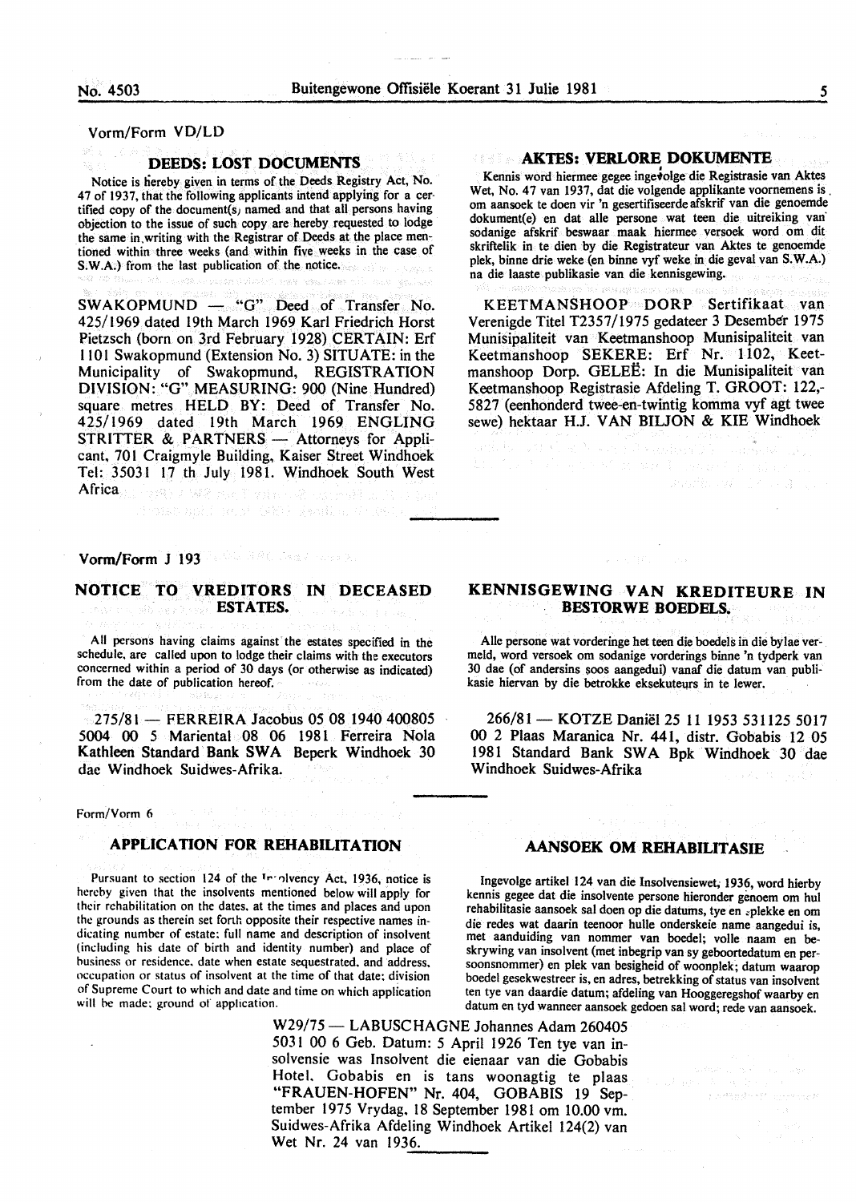Vorm/Form VD/LD

## DEEDS: LOST DOCUMENTS

Notice is hereby given in terms of the Deeds Registry Act, No. 47 of 1937, that the following applicants intend applying for a certified copy of the document(s) named and that all persons having objection to the issue of such copy are hereby requested to lodge the same in writing with the Registrar of Deeds at the place mentioned within three weeks (and within five weeks in the case of S.W.A.) from the last publication of the notice.

SWAKOPMUND — "G" Deed of Transfer No. 425/1969 dated 19th March 1969 Karl Friedrich Horst Pietzsch (born on 3rd February 1928) CERTAIN: Erf 1101 Swakopmund (Extension No. 3) SITUATE: in the Municipality of Swakopmund, REGISTRATION DIVISION: "G" MEASURING: 900 (Nine Hundred) square metres HELD BY: Deed of Transfer No. 425/1969 dated 19th March 1969 ENGLING STRITTER & PARTNERS — Attorneys for Applicant, 701 Craigmyle Building, Kaiser Street Windhoek Tel: 35031 17 th July 1981. Windhoek South West Africa

## AKTES: VERLORE DOKUMENTE

Kennis word hiermee gegee ingevolge die Registrasie van Aktes Wet, No. 47 van 1937, dat die volgende applikante voornemens is om aansoek te doen vir 'n gesertifiseerde afskrif van die genoemde dokument(e) en dat alle persone wat teen die uitreiking van sodanige afskrif beswaar maak hiermee versoek word om dit skriftelik in te dien by die Registrateur van Aktes te genoemde plek, binne drie weke (en binne vyf weke in die geval van S.W.A.) na die laaste publikasie van die kennisgewing.

KEETMANSHOOP DORP Sertifikaat van Verenigde Titel T2357/1975 gedateer 3 Desember 1975 Munisipaliteit van Keetmanshoop Munisipaliteit van Keetmanshoop SEKERE: Erf Nr. 1102, Keetmanshoop Dorp. GELEË: In die Munisipaliteit van Keetmanshoop Registrasie Afdeling T. GROOT: 122,-5827 (eenhonderd twee-en-twintig komma vyf agt twee sewe) hektaar H.J. VAN BILJON & KIE Windhoek

Vorm/Form J 193

## NOTICE TO VREDITORS IN DECEASED ESTATES.

All persons having claims against the estates specified in the schedule, are called upon to lodge their claims with the executors concerned within a period of 30 days (or otherwise as indicated) from the date of publication hereof.

275/81 — FERREIRA Jacobus 05 08 1940 400805 5004 00 5 Mariental 08 06 1981 Ferreira Nola Kathleen Standard Bank SWA Beperk Windhoek 30 dae Windhoek Suidwes-Afrika.

## KENNISGEWING VAN KREDITEURE IN BESTORWE BOEDELS.

Alle persone wat vorderinge het teen die boedels in die bylae vermeld, word versoek om sodanige vorderings binne 'n tydperk van 30 dae (of andersins soos aangedui) vanaf die datum van publikasie hiervan by die betrokke eksekuteurs in te lewer.

266/81 — KOTZE Daniël 25 11 1953 531125 5017 00 2 Plaas Maranica Nr. 441, distr. Gobabis 12 05 1981 Standard Bank SWA Bpk Windhoek 30 dae Windhoek Suidwes-Afrika

Form/Vorm 6

## APPLICATION FOR REHABILITATION

Pursuant to section 124 of the Insolvency Act, 1936, notice is hereby given that the insolvents mentioned below will apply for their rehabilitation on the dates, at the times and places and upon the grounds as therein set forth opposite their respective names indicating number of estate; full name and description of insolvent (including his date of birth and identity number) and place of business or residence, date when estate sequestrated, and address, occupation or status of insolvent at the time of that date; division of Supreme Court to which and date and time on which application will be made; ground of application.

## AANSOEK OM REHABILITASIE

Ingevolge artikel 124 van die Insolvensiewet, 1936, word hierby kennis gegee dat die insolvente persone hieronder genoem om hul rehabilitasie aansoek sal doen op die datums, tye en plekke en om die redes wat daarin teenoor hulle onderskeie name aangedui is, met aanduiding van nommer van boedel; volle naam en beskrywing van insolvent (met inbegrip van sy geboortedatum en persoonsnommer) en plek van besigheid of woonplek; datum waarop boedel gesekwestreer is, en adres, betrekking of status van insolvent ten tye van daardie datum; afdeling van Hooggeregshof waarby en datum en tyd wanneer aansoek gedoen sal word; rede van aansoek.

W29/75 — LABUSCHAGNE Johannes Adam 260405 5031 00 6 Geb. Datum: 5 April 1926 Ten tye van insolvensie was Insolvent die eienaar van die Gobabis Hotel, Gobabis en is tans woonagtig te plaas "FRAUEN-HOFEN" Nr. 404, GOBABIS 19 September 1975 Vrydag, 18 September 1981 om 10.00 vm. Suidwes-Afrika Afdeling Windhoek Artikel 124(2) van Wet Nr. 24 van 1936.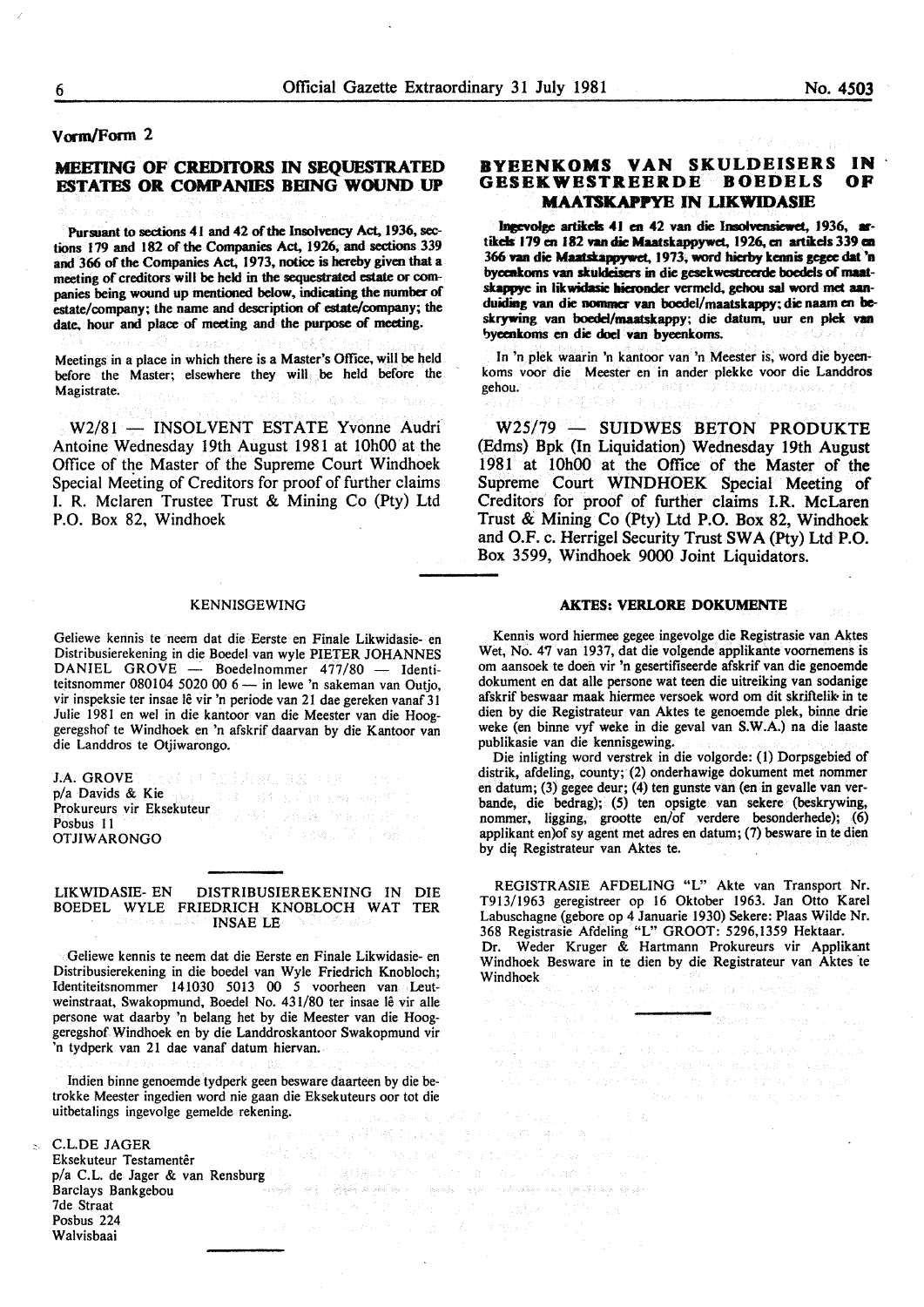Vorm/Form 2

## MEETING OF CREDITORS IN SEQUESTRATED ESTATES OR COMPANIES BEING WOUND UP

Pursuant to sections 41 and 42 of the Insolvency Act, 1936, sections 179 and 182 of the Companies Act, 1926, and sections 339 and 366 of the Companies Act, 1973, notice is hereby given that a meeting of creditors will be held in the sequestrated estate or companies being wound up mentioned below, indicating the number of estate/company; the name and description of estate/company; the date, hour and place of meeting and the purpose of meeting.

Meetings in a place in which there is a Master's Office, will be held before the Master; elsewhere they will be held before the Magistrate.

W2/81 — INSOLVENT ESTATE Yvonne Audri Antoine Wednesday 19th August 1981 at 10h00 at the Office of the Master of the Supreme Court Windhoek Special Meeting of Creditors for proof of further claims I. R. Mclaren Trustee Trust & Mining Co (Pty) Ltd P.O. Box 82, Windhoek

## BYEENKOMS VAN SKULDEISERS IN GESEKWESTREERDE BOEDELS OF MAATSKAPPYE IN LIKWIDASIE

**Ingevolge artikels 41 en 42 van die Insolvensiewet, 1936, artikels 179 en 182 van die Maatskappywet, 1926, en artikels 339 en 366 van die Maatskappywet, 1973, word hierby kennis gegee dat 'n byeenkoms van skuldeisers in die gesekwestreerde boedels of maatskappye in likwidasie hieronder vermeld, gehou sal word met aanduiding van die nommer van boedel/maatskappy; die naam en beskrywing van boedel/maatskappy; die datum, uur en plek van byeenkoms en die doel van byeenkoms.**

In 'n plek waarin 'n kantoor van 'n Meester is, word die byeenkoms voor die Meester en in ander plekke voor die Landdros gehou.

W25/79 — SUIDWES BETON PRODUKTE (Edms) Bpk (In Liquidation) Wednesday 19th August 1981 at 10h00 at the Office of the Master of the Supreme Court WINDHOEK Special Meeting of Creditors for proof of further claims I.R. McLaren Trust & Mining Co (Pty) Ltd P.O. Box 82, Windhoek and O.F. c. Herrigel Security Trust SWA (Pty) Ltd P.O. Box 3599, Windhoek 9000 Joint Liquidators.

---

### KENNISGEWING

Geliewe kennis te neem dat die Eerste en Finale Likwidasie- en Distribusierekening in die Boedel van wyle PIETER JOHANNES DANIEL GROVE — Boedelnommer 477/80 — Identiteitsnommer 080104 5020 00 6 — in lewe 'n sakeman van Outjo, vir inspeksie ter insae lê vir 'n periode van 21 dae gereken vanaf 31 Julie 1981 en wel in die kantoor van die Meester van die Hooggeregshof te Windhoek en 'n afskrif daarvan by die Kantoor van die Landdros te Otjiwarongo.

J.A. GROVE
p/a Davids & Kie
Prokureurs vir Eksekuteur
Posbus 11
OTJIWARONGO

---

### LIKWIDASIE- EN DISTRIBUSIEREKENING IN DIE BOEDEL WYLE FRIEDRICH KNOBLOCH WAT TER INSAE LÊ

Geliewe kennis te neem dat die Eerste en Finale Likwidasie- en Distribusierekening in die boedel van Wyle Friedrich Knobloch; Identiteitsnommer 141030 5013 00 5 voorheen van Leutweinstraat, Swakopmund, Boedel No. 431/80 ter insae lê vir alle persone wat daarby 'n belang het by die Meester van die Hooggeregshof Windhoek en by die Landdroskantoor Swakopmund vir 'n tydperk van 21 dae vanaf datum hiervan.

Indien binne genoemde tydperk geen besware daarteen by die betrokke Meester ingedien word nie gaan die Eksekuteurs oor tot die uitbetalings ingevolge gemelde rekening.

C.L.DE JAGER
Eksekuteur Testamentêr
p/a C.L. de Jager & van Rensburg
Barclays Bankgebou
7de Straat
Posbus 224
Walvisbaai

---

### AKTES: VERLORE DOKUMENTE

Kennis word hiermee gegee ingevolge die Registrasie van Aktes Wet, No. 47 van 1937, dat die volgende applikante voornemens is om aansoek te doen vir 'n gesertifiseerde afskrif van die genoemde dokument en dat alle persone wat teen die uitreiking van sodanige afskrif beswaar maak hiermee versoek word om dit skriftelik in te dien by die Registrateur van Aktes te genoemde plek, binne drie weke (en binne vyf weke in die geval van S.W.A.) na die laaste publikasie van die kennisgewing.

Die inligting word verstrek in die volgorde: (1) Dorpsgebied of distrik, afdeling, county; (2) onderhawige dokument met nommer en datum; (3) gegee deur; (4) ten gunste van (en in gevalle van verbande, die bedrag); (5) ten opsigte van sekere (beskrywing, nommer, ligging, grootte en/of verdere besonderhede); (6) applikant en)of sy agent met adres en datum; (7) besware in te dien by die Registrateur van Aktes te.

REGISTRASIE AFDELING "L" Akte van Transport Nr. T913/1963 geregistreer op 16 Oktober 1963. Jan Otto Karel Labuschagne (gebore op 4 Januarie 1930) Sekere: Plaas Wilde Nr. 368 Registrasie Afdeling "L" GROOT: 5296,1359 Hektaar.
Dr. Weder Kruger & Hartmann Prokureurs vir Applikant Windhoek Besware in te dien by die Registrateur van Aktes te Windhoek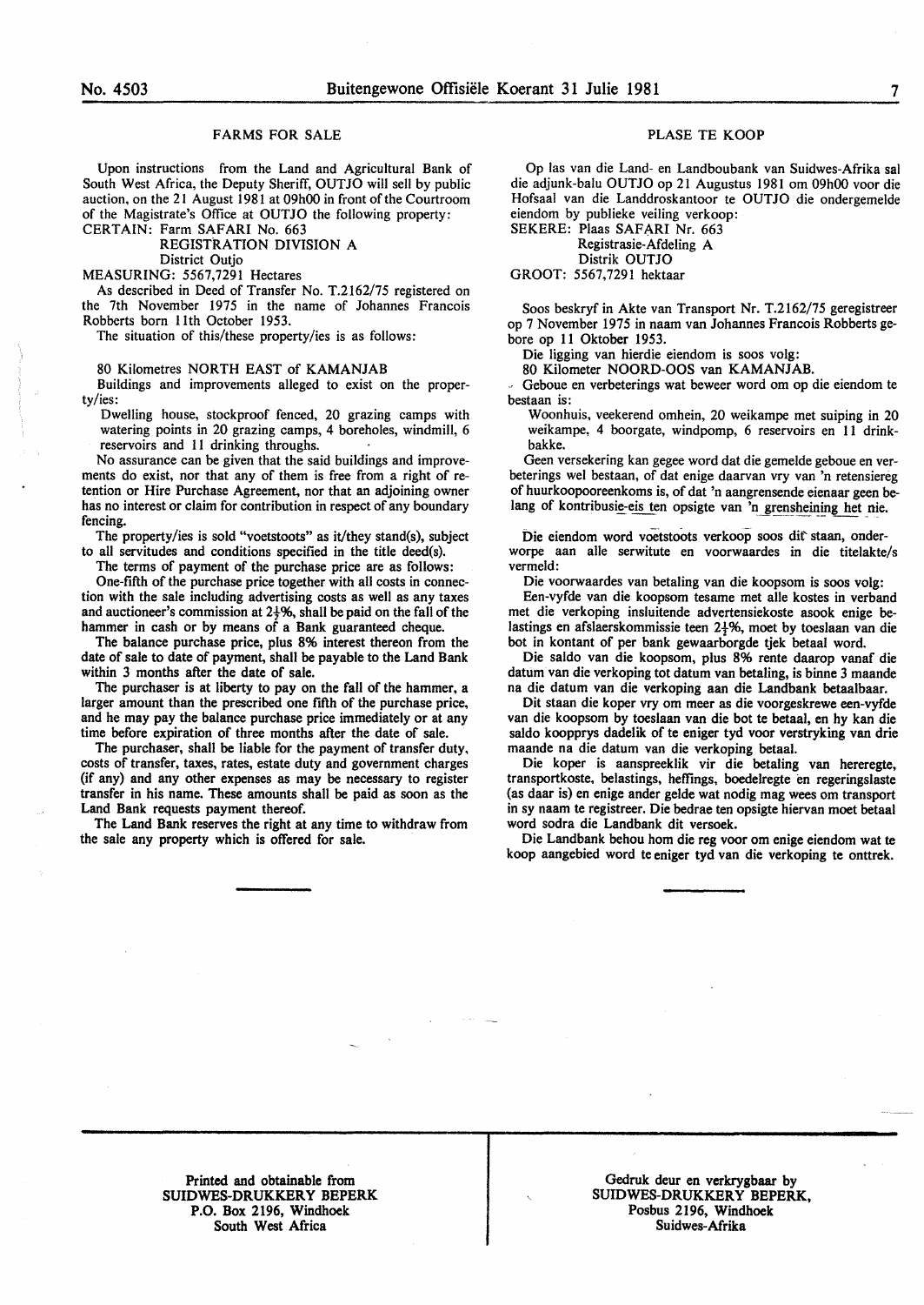## FARMS FOR SALE

Upon instructions from the Land and Agricultural Bank of South West Africa, the Deputy Sheriff, OUTJO will sell by public auction, on the 21 August 1981 at 09h00 in front of the Courtroom of the Magistrate's Office at OUTJO the following property:

CERTAIN: Farm SAFARI No. 663
REGISTRATION DIVISION A
District Outjo

MEASURING: 5567,7291 Hectares

As described in Deed of Transfer No. T.2162/75 registered on the 7th November 1975 in the name of Johannes Francois Robberts born 11th October 1953.

The situation of this/these property/ies is as follows:

80 Kilometres NORTH EAST of KAMANJAB

Buildings and improvements alleged to exist on the property/ies:

Dwelling house, stockproof fenced, 20 grazing camps with watering points in 20 grazing camps, 4 boreholes, windmill, 6 reservoirs and 11 drinking throughs.

No assurance can be given that the said buildings and improvements do exist, nor that any of them is free from a right of retention or Hire Purchase Agreement, nor that an adjoining owner has no interest or claim for contribution in respect of any boundary fencing.

The property/ies is sold "voetstoots" as it/they stand(s), subject to all servitudes and conditions specified in the title deed(s).

The terms of payment of the purchase price are as follows:

One-fifth of the purchase price together with all costs in connection with the sale including advertising costs as well as any taxes and auctioneer's commission at 2½%, shall be paid on the fall of the hammer in cash or by means of a Bank guaranteed cheque.

The balance purchase price, plus 8% interest thereon from the date of sale to date of payment, shall be payable to the Land Bank within 3 months after the date of sale.

The purchaser is at liberty to pay on the fall of the hammer, a larger amount than the prescribed one fifth of the purchase price, and he may pay the balance purchase price immediately or at any time before expiration of three months after the date of sale.

The purchaser, shall be liable for the payment of transfer duty, costs of transfer, taxes, rates, estate duty and government charges (if any) and any other expenses as may be necessary to register transfer in his name. These amounts shall be paid as soon as the Land Bank requests payment thereof.

The Land Bank reserves the right at any time to withdraw from the sale any property which is offered for sale.

## PLASE TE KOOP

Op las van die Land- en Landboubank van Suidwes-Afrika sal die adjunk-balu OUTJO op 21 Augustus 1981 om 09h00 voor die Hofsaal van die Landdroskantoor te OUTJO die ondergemelde eiendom by publieke veiling verkoop:

SEKERE: Plaas SAFARI Nr. 663
Registrasie-Afdeling A
Distrik OUTJO

GROOT: 5567,7291 hektaar

Soos beskryf in Akte van Transport Nr. T.2162/75 geregistreer op 7 November 1975 in naam van Johannes Francois Robberts gebore op 11 Oktober 1953.

Die ligging van hierdie eiendom is soos volg:

80 Kilometer NOORD-OOS van KAMANJAB.

Geboue en verbeterings wat beweer word om op die eiendom te bestaan is:

Woonhuis, veekerend omhein, 20 weikampe met suiping in 20 weikampe, 4 boorgate, windpomp, 6 reservoirs en 11 drinkbakke.

Geen versekering kan gegee word dat die gemelde geboue en verbeterings wel bestaan, of dat enige daarvan vry van 'n retensiereg of huurkoopooreenkoms is, of dat 'n aangrensende eienaar geen belang of kontribusie-eis ten opsigte van 'n grensheining het nie.

Die eiendom word voetstoots verkoop soos dit staan, onderworpe aan alle serwitute en voorwaardes in die titelakte/s vermeld:

Die voorwaardes van betaling van die koopsom is soos volg:

Een-vyfde van die koopsom tesame met alle kostes in verband met die verkoping insluitende advertensiekoste asook enige belastings en afslaerskommissie teen 2½%, moet by toeslaan van die bot in kontant of per bank gewaarborgde tjek betaal word.

Die saldo van die koopsom, plus 8% rente daarop vanaf die datum van die verkoping tot datum van betaling, is binne 3 maande na die datum van die verkoping aan die Landbank betaalbaar.

Dit staan die koper vry om meer as die voorgeskrewe een-vyfde van die koopsom by toeslaan van die bot te betaal, en hy kan die saldo koopprys dadelik of te eniger tyd voor verstryking van drie maande na die datum van die verkoping betaal.

Die koper is aanspreeklik vir die betaling van hereregte, transportkoste, belastings, heffings, boedelregte en regeringslaste (as daar is) en enige ander gelde wat nodig mag wees om transport in sy naam te registreer. Die bedrae ten opsigte hiervan moet betaal word sodra die Landbank dit versoek.

Die Landbank behou hom die reg voor om enige eiendom wat te koop aangebied word te eniger tyd van die verkoping te onttrek.

Printed and obtainable from
SUIDWES-DRUKKERY BEPERK
P.O. Box 2196, Windhoek
South West Africa

Gedruk deur en verkrygbaar by
SUIDWES-DRUKKERY BEPERK,
Posbus 2196, Windhoek
Suidwes-Afrika